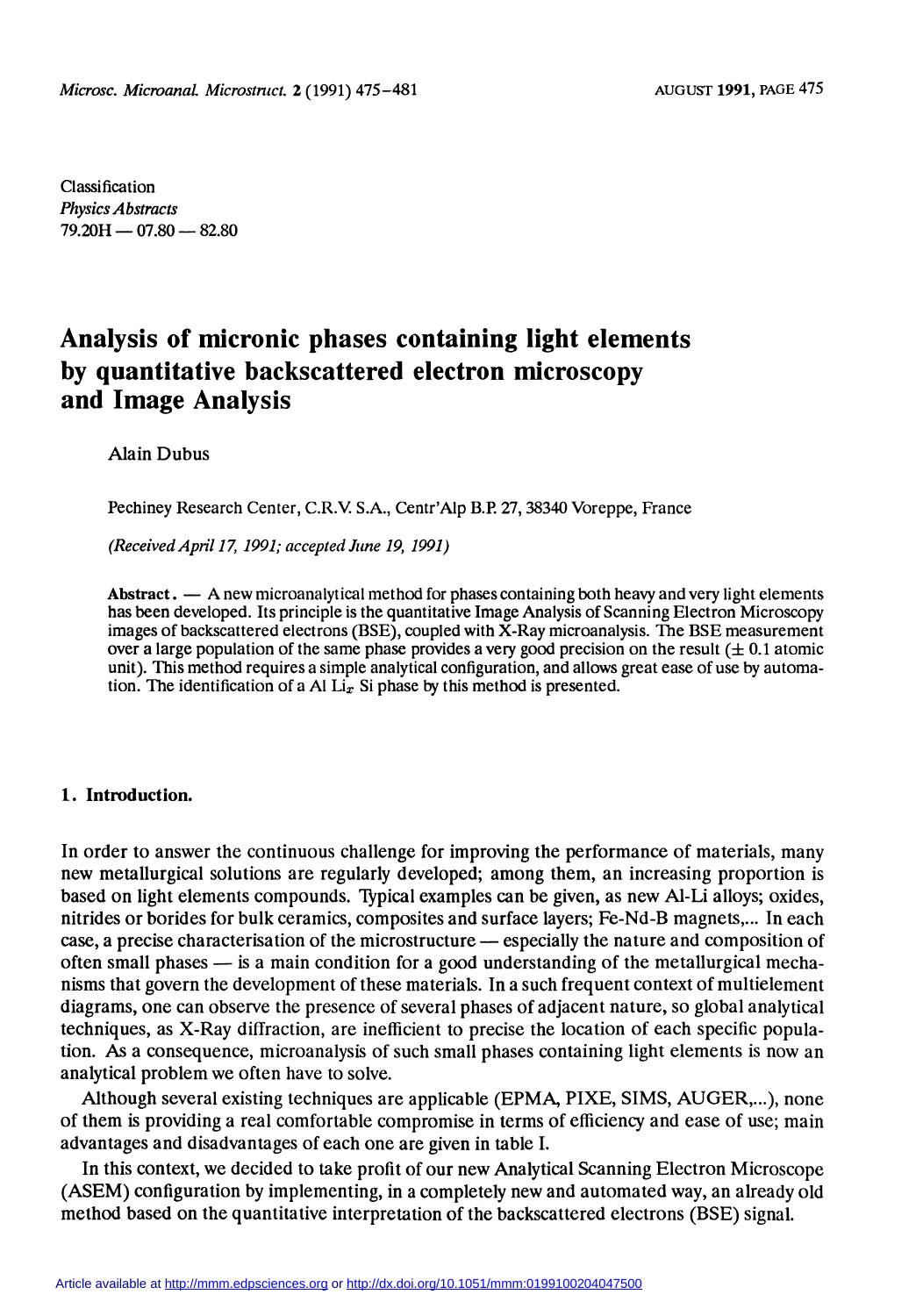Classification
*Physics Abstracts*
79.20H — 07.80 — 82.80

# Analysis of micronic phases containing light elements by quantitative backscattered electron microscopy and Image Analysis

Alain Dubus

Pechiney Research Center, C.R.V. S.A., Centr'Alp B.P. 27, 38340 Voreppe, France

*(Received April 17, 1991; accepted June 19, 1991)*

**Abstract.** — A new microanalytical method for phases containing both heavy and very light elements has been developed. Its principle is the quantitative Image Analysis of Scanning Electron Microscopy images of backscattered electrons (BSE), coupled with X-Ray microanalysis. The BSE measurement over a large population of the same phase provides a very good precision on the result ($\pm$ 0.1 atomic unit). This method requires a simple analytical configuration, and allows great ease of use by automation. The identification of a Al $Li_x$ Si phase by this method is presented.

## 1. Introduction.

In order to answer the continuous challenge for improving the performance of materials, many new metallurgical solutions are regularly developed; among them, an increasing proportion is based on light elements compounds. Typical examples can be given, as new Al-Li alloys; oxides, nitrides or borides for bulk ceramics, composites and surface layers; Fe-Nd-B magnets,... In each case, a precise characterisation of the microstructure — especially the nature and composition of often small phases — is a main condition for a good understanding of the metallurgical mechanisms that govern the development of these materials. In a such frequent context of multielement diagrams, one can observe the presence of several phases of adjacent nature, so global analytical techniques, as X-Ray diffraction, are inefficient to precise the location of each specific population. As a consequence, microanalysis of such small phases containing light elements is now an analytical problem we often have to solve.

Although several existing techniques are applicable (EPMA, PIXE, SIMS, AUGER,...), none of them is providing a real comfortable compromise in terms of efficiency and ease of use; main advantages and disadvantages of each one are given in table I.

In this context, we decided to take profit of our new Analytical Scanning Electron Microscope (ASEM) configuration by implementing, in a completely new and automated way, an already old method based on the quantitative interpretation of the backscattered electrons (BSE) signal.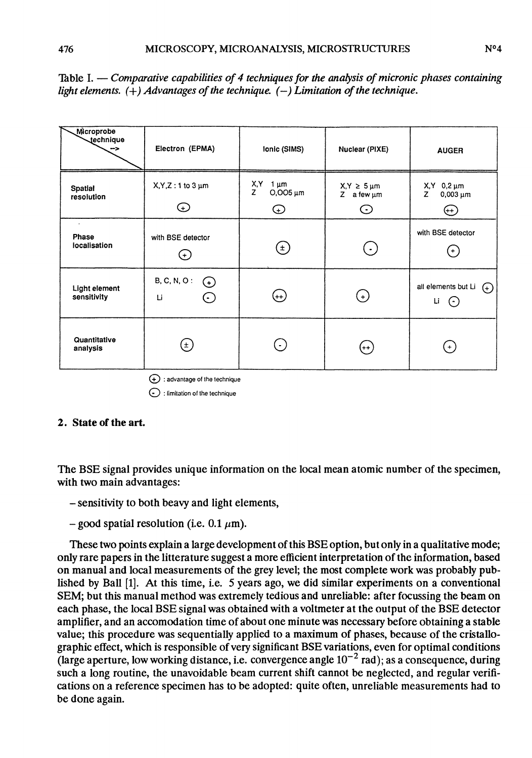Table I. — *Comparative capabilities of 4 techniques for the analysis of micronic phases containing light elements. (+) Advantages of the technique. (−) Limitation of the technique.*

| Microprobe technique --> | Electron (EPMA) | Ionic (SIMS) | Nuclear (PIXE) | AUGER |
|---|---|---|---|---|
| Spatial resolution | X,Y,Z : 1 to 3 μm (+) | X,Y 1 μm; Z 0,005 μm (+) | X,Y ≥ 5 μm; Z a few μm (-) | X,Y 0,2 μm; Z 0,003 μm (++) |
| Phase localisation | with BSE detector (+) | (±) | (-) | with BSE detector (+) |
| Light element sensitivity | B, C, N, O : (+); Li (-) | (++) | (+) | all elements but Li (+); Li (-) |
| Quantitative analysis | (±) | (-) | (++) | (+) |

(+) : advantage of the technique

(-) : limitation of the technique

## 2. State of the art.

The BSE signal provides unique information on the local mean atomic number of the specimen, with two main advantages:

- sensitivity to both beavy and light elements,

- good spatial resolution (i.e. 0.1 $\mu$m).

These two points explain a large development of this BSE option, but only in a qualitative mode; only rare papers in the litterature suggest a more efficient interpretation of the information, based on manual and local measurements of the grey level; the most complete work was probably published by Ball [1]. At this time, i.e. 5 years ago, we did similar experiments on a conventional SEM; but this manual method was extremely tedious and unreliable: after focussing the beam on each phase, the local BSE signal was obtained with a voltmeter at the output of the BSE detector amplifier, and an accomodation time of about one minute was necessary before obtaining a stable value; this procedure was sequentially applied to a maximum of phases, because of the cristallographic effect, which is responsible of very significant BSE variations, even for optimal conditions (large aperture, low working distance, i.e. convergence angle $10^{-2}$ rad); as a consequence, during such a long routine, the unavoidable beam current shift cannot be neglected, and regular verifications on a reference specimen has to be adopted: quite often, unreliable measurements had to be done again.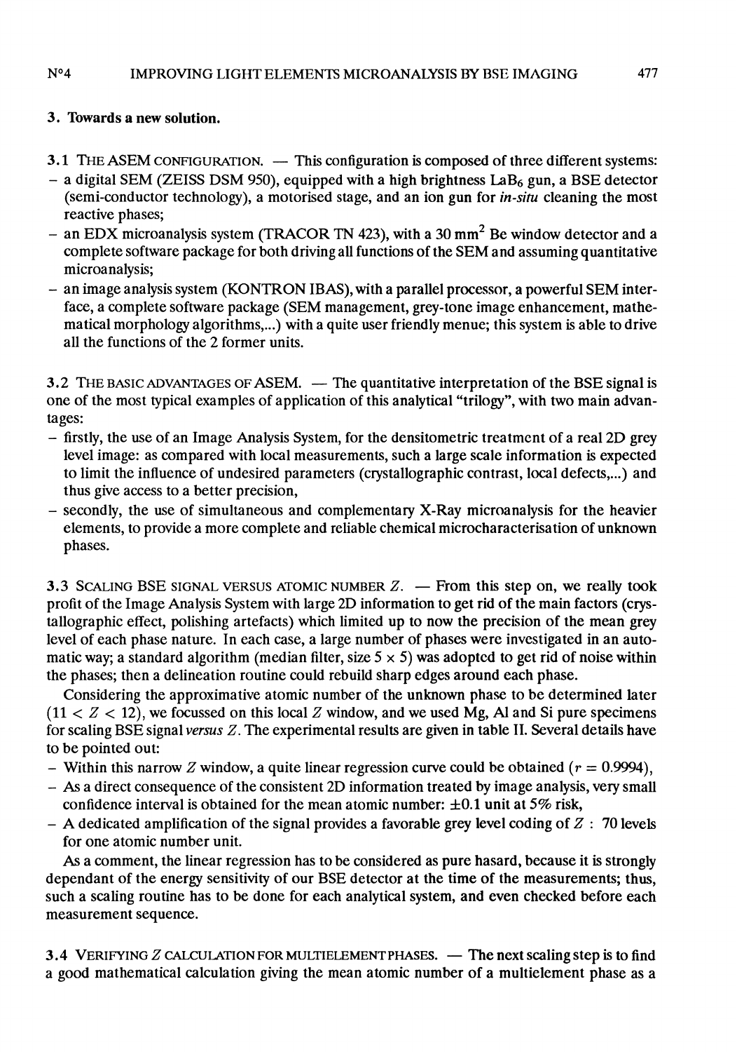## 3. Towards a new solution.

3.1 THE ASEM CONFIGURATION. — This configuration is composed of three different systems:

- a digital SEM (ZEISS DSM 950), equipped with a high brightness $LaB_6$ gun, a BSE detector (semi-conductor technology), a motorised stage, and an ion gun for *in-situ* cleaning the most reactive phases;
- an EDX microanalysis system (TRACOR TN 423), with a 30 $mm^2$ Be window detector and a complete software package for both driving all functions of the SEM and assuming quantitative microanalysis;
- an image analysis system (KONTRON IBAS), with a parallel processor, a powerful SEM interface, a complete software package (SEM management, grey-tone image enhancement, mathematical morphology algorithms,...) with a quite user friendly menue; this system is able to drive all the functions of the 2 former units.

3.2 THE BASIC ADVANTAGES OF ASEM. — The quantitative interpretation of the BSE signal is one of the most typical examples of application of this analytical "trilogy", with two main advantages:

- firstly, the use of an Image Analysis System, for the densitometric treatment of a real 2D grey level image: as compared with local measurements, such a large scale information is expected to limit the influence of undesired parameters (crystallographic contrast, local defects,...) and thus give access to a better precision,
- secondly, the use of simultaneous and complementary X-Ray microanalysis for the heavier elements, to provide a more complete and reliable chemical microcharacterisation of unknown phases.

3.3 SCALING BSE SIGNAL VERSUS ATOMIC NUMBER $Z$. — From this step on, we really took profit of the Image Analysis System with large 2D information to get rid of the main factors (crystallographic effect, polishing artefacts) which limited up to now the precision of the mean grey level of each phase nature. In each case, a large number of phases were investigated in an automatic way; a standard algorithm (median filter, size $5 \times 5$) was adopted to get rid of noise within the phases; then a delineation routine could rebuild sharp edges around each phase.

Considering the approximative atomic number of the unknown phase to be determined later ($11 < Z < 12$), we focussed on this local $Z$ window, and we used Mg, Al and Si pure specimens for scaling BSE signal *versus* $Z$. The experimental results are given in table II. Several details have to be pointed out:

- Within this narrow $Z$ window, a quite linear regression curve could be obtained ($r = 0.9994$),
- As a direct consequence of the consistent 2D information treated by image analysis, very small confidence interval is obtained for the mean atomic number: $\pm 0.1$ unit at 5% risk,
- A dedicated amplification of the signal provides a favorable grey level coding of $Z$ : 70 levels for one atomic number unit.

As a comment, the linear regression has to be considered as pure hasard, because it is strongly dependant of the energy sensitivity of our BSE detector at the time of the measurements; thus, such a scaling routine has to be done for each analytical system, and even checked before each measurement sequence.

3.4 VERIFYING $Z$ CALCULATION FOR MULTIELEMENT PHASES. — The next scaling step is to find a good mathematical calculation giving the mean atomic number of a multielement phase as a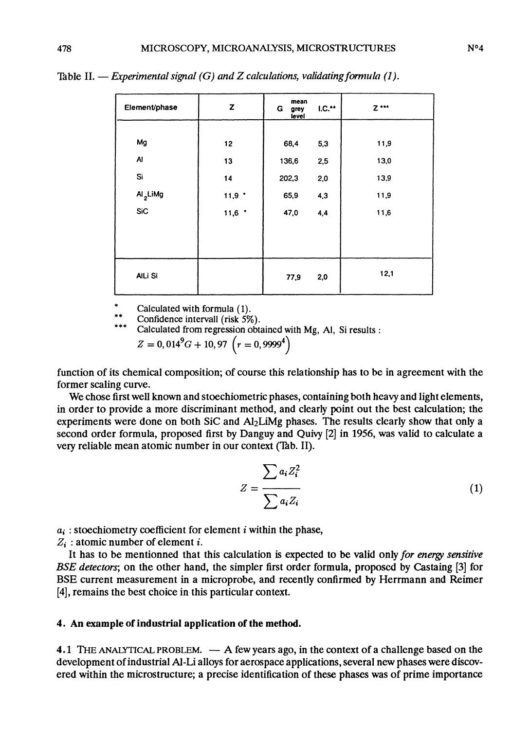Table II. — *Experimental signal (G) and Z calculations, validating formula (1).*

| Element/phase | Z | G mean grey level | I.C.** | Z *** |
|---|---|---|---|---|
| Mg | 12 | 68,4 | 5,3 | 11,9 |
| Al | 13 | 136,6 | 2,5 | 13,0 |
| Si | 14 | 202,3 | 2,0 | 13,9 |
| $Al_2LiMg$ | 11,9 * | 65,9 | 4,3 | 11,9 |
| SiC | 11,6 * | 47,0 | 4,4 | 11,6 |
| AlLi Si | | 77,9 | 2,0 | 12,1 |

\* Calculated with formula (1).

\*\* Confidence intervall (risk 5%).

\*\*\* Calculated from regression obtained with Mg, Al, Si results :

$Z = 0,014^9 G + 10,97 \left(r = 0,9999^4\right)$

function of its chemical composition; of course this relationship has to be in agreement with the former scaling curve.

We chose first well known and stoechiometric phases, containing both heavy and light elements, in order to provide a more discriminant method, and clearly point out the best calculation; the experiments were done on both SiC and $Al_2LiMg$ phases. The results clearly show that only a second order formula, proposed first by Danguy and Quivy [2] in 1956, was valid to calculate a very reliable mean atomic number in our context (Tab. II).

$$Z = \frac{\sum a_i Z_i^2}{\sum a_i Z_i} \tag{1}$$

$a_i$ : stoechiometry coefficient for element $i$ within the phase,
$Z_i$ : atomic number of element $i$.

It has to be mentionned that this calculation is expected to be valid only *for energy sensitive BSE detectors*; on the other hand, the simpler first order formula, proposed by Castaing [3] for BSE current measurement in a microprobe, and recently confirmed by Herrmann and Reimer [4], remains the best choice in this particular context.

## 4. An example of industrial application of the method.

### 4.1 The analytical problem.

— A few years ago, in the context of a challenge based on the development of industrial Al-Li alloys for aerospace applications, several new phases were discovered within the microstructure; a precise identification of these phases was of prime importance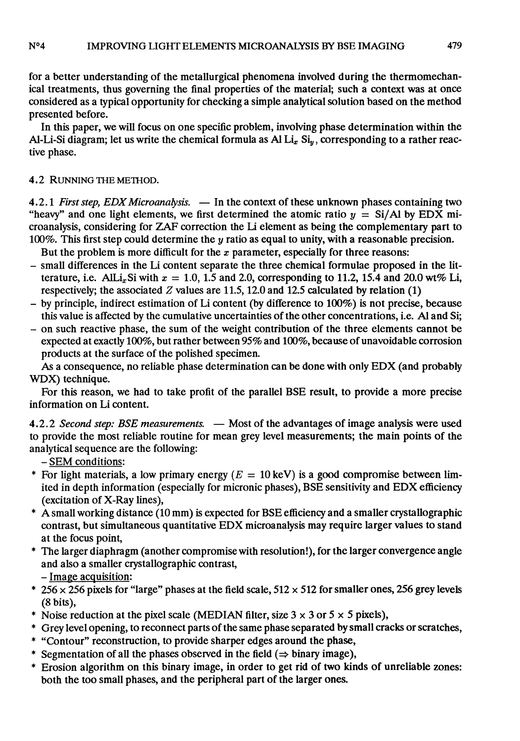for a better understanding of the metallurgical phenomena involved during the thermomechanical treatments, thus governing the final properties of the material; such a context was at once considered as a typical opportunity for checking a simple analytical solution based on the method presented before.

In this paper, we will focus on one specific problem, involving phase determination within the Al-Li-Si diagram; let us write the chemical formula as $Al\,Li_x\,Si_y$, corresponding to a rather reactive phase.

### 4.2 Running the method.

#### 4.2.1 *First step, EDX Microanalysis.*

— In the context of these unknown phases containing two "heavy" and one light elements, we first determined the atomic ratio $y$ = Si/Al by EDX microanalysis, considering for ZAF correction the Li element as being the complementary part to 100%. This first step could determine the $y$ ratio as equal to unity, with a reasonable precision.

But the problem is more difficult for the $x$ parameter, especially for three reasons:

- small differences in the Li content separate the three chemical formulae proposed in the litterature, i.e. $AlLi_xSi$ with $x = 1.0$, 1.5 and 2.0, corresponding to 11.2, 15.4 and 20.0 wt% Li, respectively; the associated $Z$ values are 11.5, 12.0 and 12.5 calculated by relation (1)
- by principle, indirect estimation of Li content (by difference to 100%) is not precise, because this value is affected by the cumulative uncertainties of the other concentrations, i.e. Al and Si;
- on such reactive phase, the sum of the weight contribution of the three elements cannot be expected at exactly 100%, but rather between 95% and 100%, because of unavoidable corrosion products at the surface of the polished specimen.

As a consequence, no reliable phase determination can be done with only EDX (and probably WDX) technique.

For this reason, we had to take profit of the parallel BSE result, to provide a more precise information on Li content.

#### 4.2.2 *Second step: BSE measurements.*

— Most of the advantages of image analysis were used to provide the most reliable routine for mean grey level measurements; the main points of the analytical sequence are the following:

- <u>SEM conditions</u>:
  * For light materials, a low primary energy ($E$ = 10 keV) is a good compromise between limited in depth information (especially for micronic phases), BSE sensitivity and EDX efficiency (excitation of X-Ray lines),
  * A small working distance (10 mm) is expected for BSE efficiency and a smaller crystallographic contrast, but simultaneous quantitative EDX microanalysis may require larger values to stand at the focus point,
  * The larger diaphragm (another compromise with resolution!), for the larger convergence angle and also a smaller crystallographic contrast,
- <u>Image acquisition</u>:
  * 256 × 256 pixels for "large" phases at the field scale, 512 × 512 for smaller ones, 256 grey levels (8 bits),
  * Noise reduction at the pixel scale (MEDIAN filter, size 3 × 3 or 5 × 5 pixels),
  * Grey level opening, to reconnect parts of the same phase separated by small cracks or scratches,
  * "Contour" reconstruction, to provide sharper edges around the phase,
  * Segmentation of all the phases observed in the field ($\Rightarrow$ binary image),
  * Erosion algorithm on this binary image, in order to get rid of two kinds of unreliable zones: both the too small phases, and the peripheral part of the larger ones.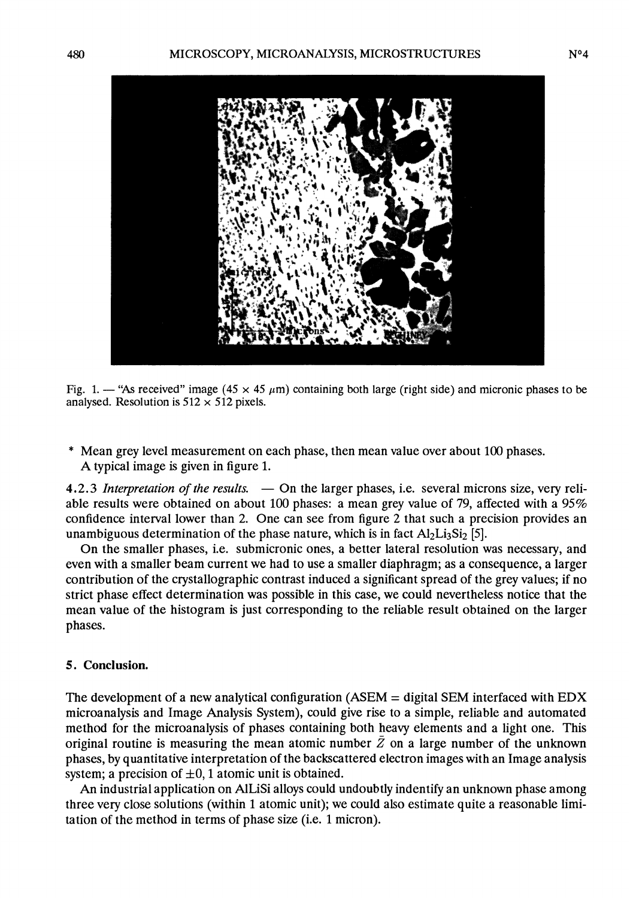Fig. 1. — "As received" image (45 × 45 $\mu$m) containing both large (right side) and micronic phases to be analysed. Resolution is 512 × 512 pixels.

* Mean grey level measurement on each phase, then mean value over about 100 phases. A typical image is given in figure 1.

4.2.3 *Interpretation of the results.* — On the larger phases, i.e. several microns size, very reliable results were obtained on about 100 phases: a mean grey value of 79, affected with a 95% confidence interval lower than 2. One can see from figure 2 that such a precision provides an unambiguous determination of the phase nature, which is in fact $Al_2Li_3Si_2$ [5].

On the smaller phases, i.e. submicronic ones, a better lateral resolution was necessary, and even with a smaller beam current we had to use a smaller diaphragm; as a consequence, a larger contribution of the crystallographic contrast induced a significant spread of the grey values; if no strict phase effect determination was possible in this case, we could nevertheless notice that the mean value of the histogram is just corresponding to the reliable result obtained on the larger phases.

## 5. Conclusion.

The development of a new analytical configuration (ASEM = digital SEM interfaced with EDX microanalysis and Image Analysis System), could give rise to a simple, reliable and automated method for the microanalysis of phases containing both heavy elements and a light one. This original routine is measuring the mean atomic number $\bar{Z}$ on a large number of the unknown phases, by quantitative interpretation of the backscattered electron images with an Image analysis system; a precision of $\pm 0,1$ atomic unit is obtained.

An industrial application on AlLiSi alloys could undoubtly indentify an unknown phase among three very close solutions (within 1 atomic unit); we could also estimate quite a reasonable limitation of the method in terms of phase size (i.e. 1 micron).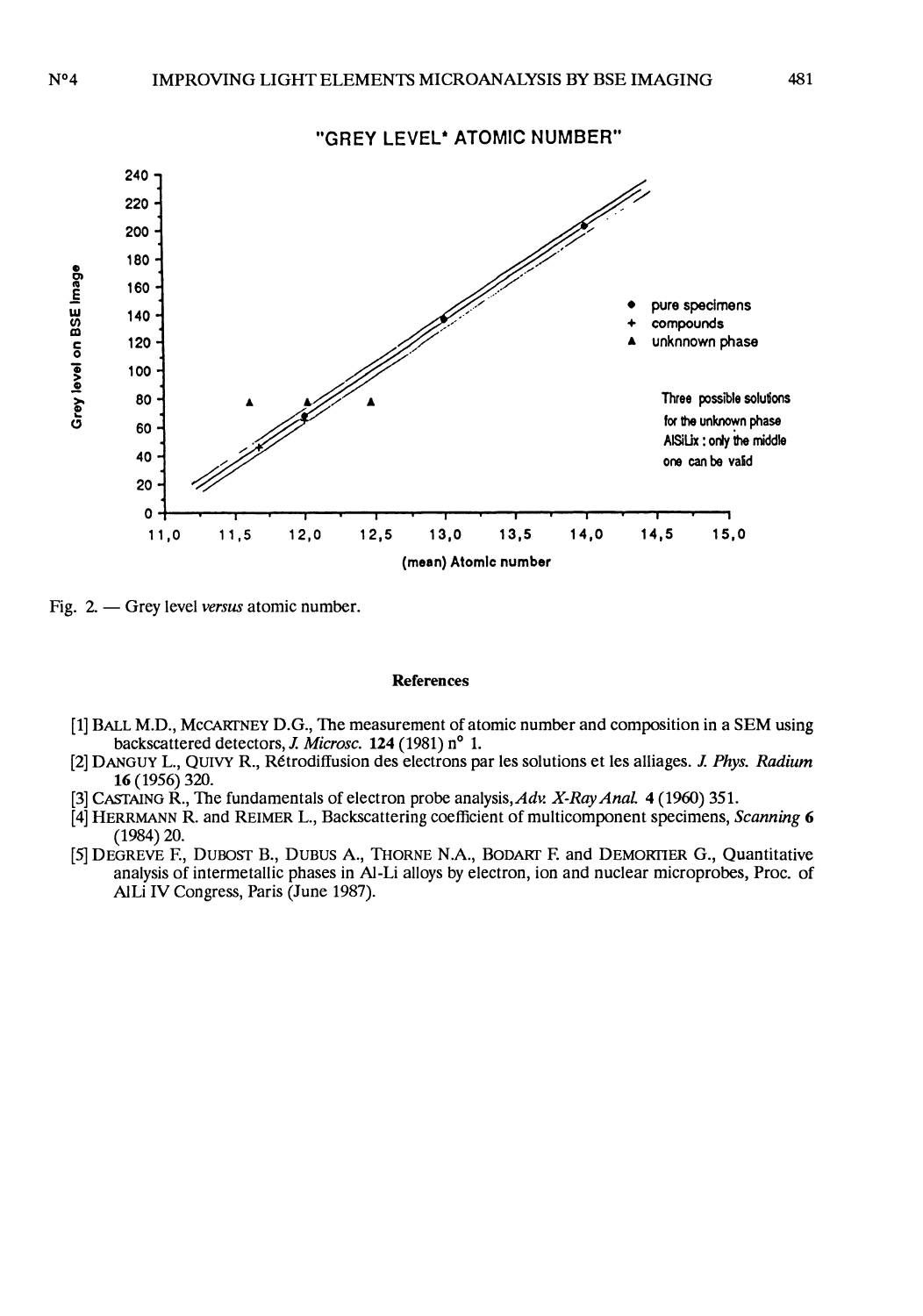"GREY LEVEL* ATOMIC NUMBER"

Grey level on BSE Image

240
220
200
180
160
140
120
100
80
60
40
20
0

11,0 11,5 12,0 12,5 13,0 13,5 14,0 14,5 15,0

(mean) Atomic number

● pure specimens
+ compounds
▲ unknnown phase

Three possible solutions for the unknown phase AlSiLix : only the middle one can be valid

Fig. 2. — Grey level *versus* atomic number.

## References

[1] BALL M.D., MCCARTNEY D.G., The measurement of atomic number and composition in a SEM using backscattered detectors, *J. Microsc.* **124** (1981) n° 1.

[2] DANGUY L., QUIVY R., Rétrodiffusion des electrons par les solutions et les alliages. *J. Phys. Radium* **16** (1956) 320.

[3] CASTAING R., The fundamentals of electron probe analysis, *Adv. X-Ray Anal.* **4** (1960) 351.

[4] HERRMANN R. and REIMER L., Backscattering coefficient of multicomponent specimens, *Scanning* **6** (1984) 20.

[5] DEGREVE F., DUBOST B., DUBUS A., THORNE N.A., BODART F. and DEMORTIER G., Quantitative analysis of intermetallic phases in Al-Li alloys by electron, ion and nuclear microprobes, Proc. of AlLi IV Congress, Paris (June 1987).